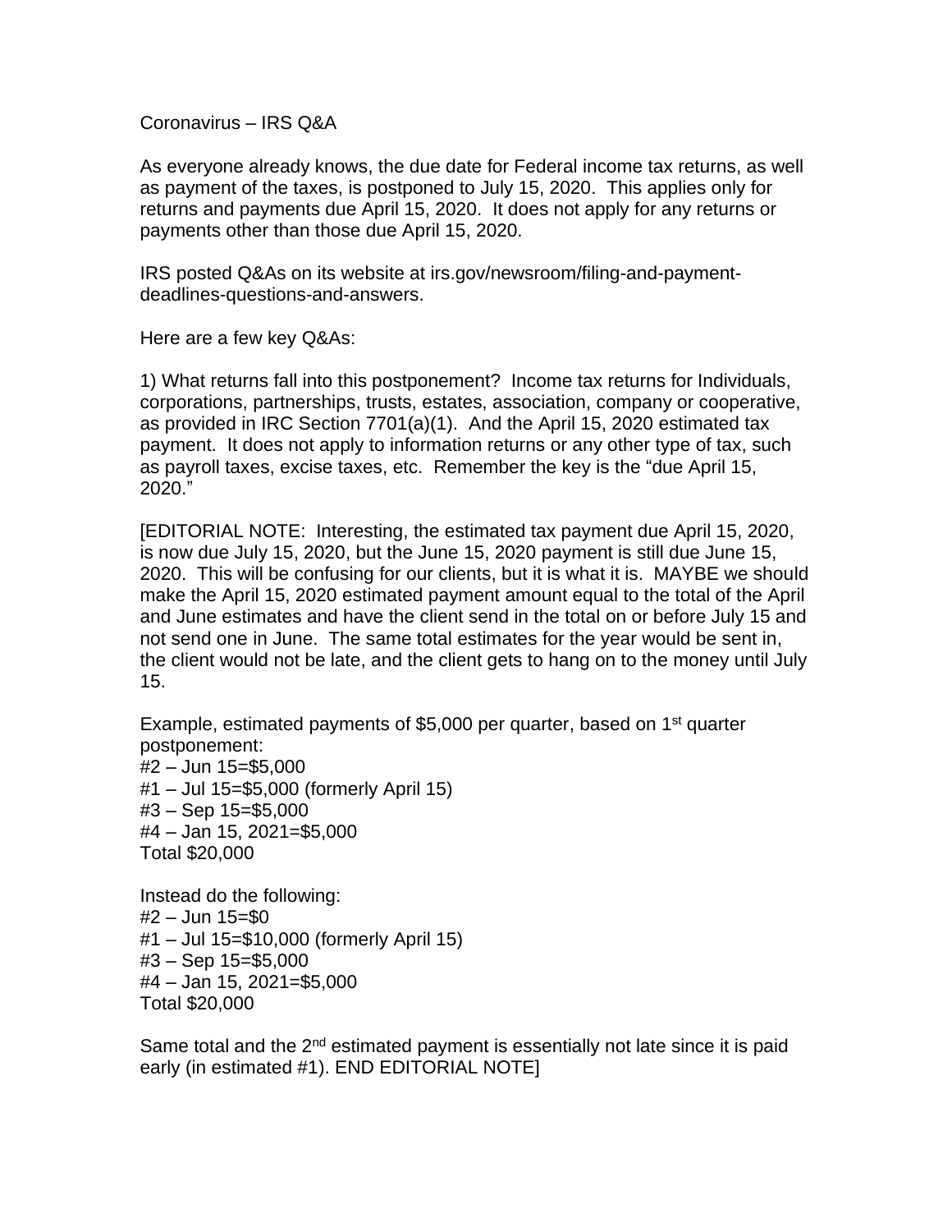Coronavirus – IRS Q&A

As everyone already knows, the due date for Federal income tax returns, as well as payment of the taxes, is postponed to July 15, 2020. This applies only for returns and payments due April 15, 2020. It does not apply for any returns or payments other than those due April 15, 2020.

IRS posted Q&As on its website at irs.gov/newsroom/filing-and-payment-deadlines-questions-and-answers.

Here are a few key Q&As:

1) What returns fall into this postponement? Income tax returns for Individuals, corporations, partnerships, trusts, estates, association, company or cooperative, as provided in IRC Section 7701(a)(1). And the April 15, 2020 estimated tax payment. It does not apply to information returns or any other type of tax, such as payroll taxes, excise taxes, etc. Remember the key is the "due April 15, 2020."

[EDITORIAL NOTE: Interesting, the estimated tax payment due April 15, 2020, is now due July 15, 2020, but the June 15, 2020 payment is still due June 15, 2020. This will be confusing for our clients, but it is what it is. MAYBE we should make the April 15, 2020 estimated payment amount equal to the total of the April and June estimates and have the client send in the total on or before July 15 and not send one in June. The same total estimates for the year would be sent in, the client would not be late, and the client gets to hang on to the money until July 15.

Example, estimated payments of $5,000 per quarter, based on 1st quarter postponement:
#2 – Jun 15=$5,000
#1 – Jul 15=$5,000 (formerly April 15)
#3 – Sep 15=$5,000
#4 – Jan 15, 2021=$5,000
Total $20,000

Instead do the following:
#2 – Jun 15=$0
#1 – Jul 15=$10,000 (formerly April 15)
#3 – Sep 15=$5,000
#4 – Jan 15, 2021=$5,000
Total $20,000

Same total and the 2nd estimated payment is essentially not late since it is paid early (in estimated #1). END EDITORIAL NOTE]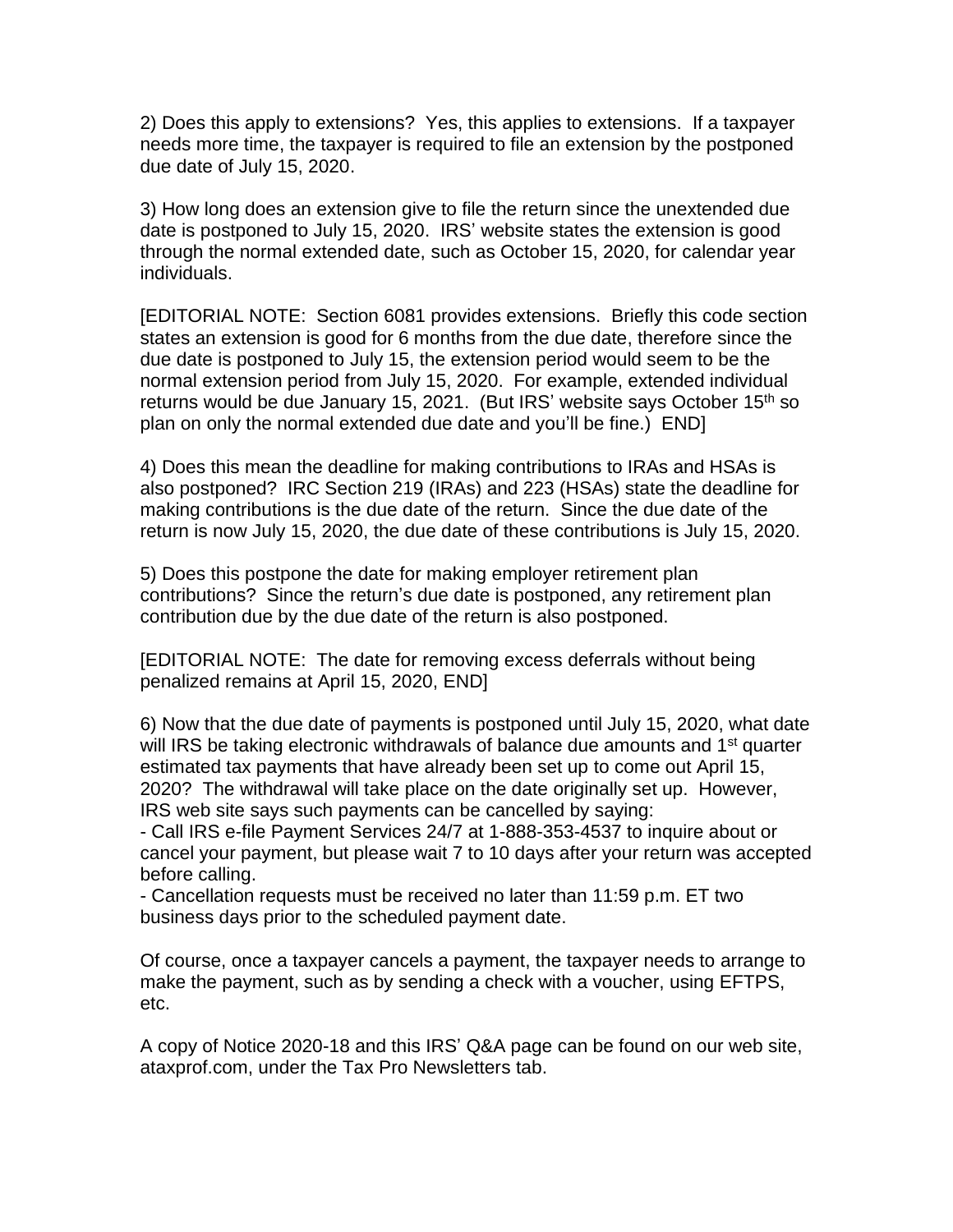2) Does this apply to extensions? Yes, this applies to extensions. If a taxpayer needs more time, the taxpayer is required to file an extension by the postponed due date of July 15, 2020.

3) How long does an extension give to file the return since the unextended due date is postponed to July 15, 2020. IRS' website states the extension is good through the normal extended date, such as October 15, 2020, for calendar year individuals.

[EDITORIAL NOTE: Section 6081 provides extensions. Briefly this code section states an extension is good for 6 months from the due date, therefore since the due date is postponed to July 15, the extension period would seem to be the normal extension period from July 15, 2020. For example, extended individual returns would be due January 15, 2021. (But IRS' website says October 15th so plan on only the normal extended due date and you'll be fine.) END]

4) Does this mean the deadline for making contributions to IRAs and HSAs is also postponed? IRC Section 219 (IRAs) and 223 (HSAs) state the deadline for making contributions is the due date of the return. Since the due date of the return is now July 15, 2020, the due date of these contributions is July 15, 2020.

5) Does this postpone the date for making employer retirement plan contributions? Since the return's due date is postponed, any retirement plan contribution due by the due date of the return is also postponed.

[EDITORIAL NOTE: The date for removing excess deferrals without being penalized remains at April 15, 2020, END]

6) Now that the due date of payments is postponed until July 15, 2020, what date will IRS be taking electronic withdrawals of balance due amounts and 1st quarter estimated tax payments that have already been set up to come out April 15, 2020? The withdrawal will take place on the date originally set up. However, IRS web site says such payments can be cancelled by saying:
- Call IRS e-file Payment Services 24/7 at 1-888-353-4537 to inquire about or cancel your payment, but please wait 7 to 10 days after your return was accepted before calling.
- Cancellation requests must be received no later than 11:59 p.m. ET two business days prior to the scheduled payment date.

Of course, once a taxpayer cancels a payment, the taxpayer needs to arrange to make the payment, such as by sending a check with a voucher, using EFTPS, etc.

A copy of Notice 2020-18 and this IRS' Q&A page can be found on our web site, ataxprof.com, under the Tax Pro Newsletters tab.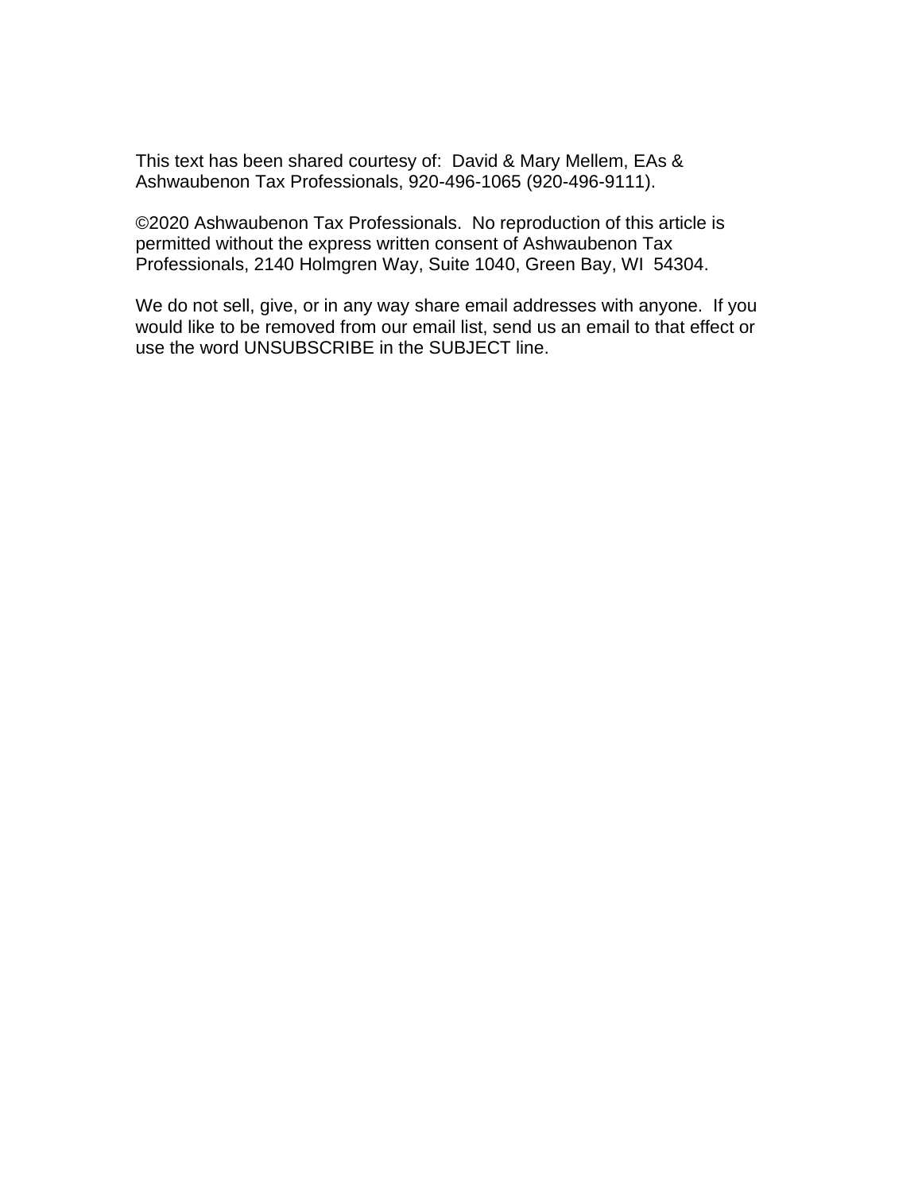This text has been shared courtesy of: David & Mary Mellem, EAs & Ashwaubenon Tax Professionals, 920-496-1065 (920-496-9111).

©2020 Ashwaubenon Tax Professionals. No reproduction of this article is permitted without the express written consent of Ashwaubenon Tax Professionals, 2140 Holmgren Way, Suite 1040, Green Bay, WI 54304.

We do not sell, give, or in any way share email addresses with anyone. If you would like to be removed from our email list, send us an email to that effect or use the word UNSUBSCRIBE in the SUBJECT line.